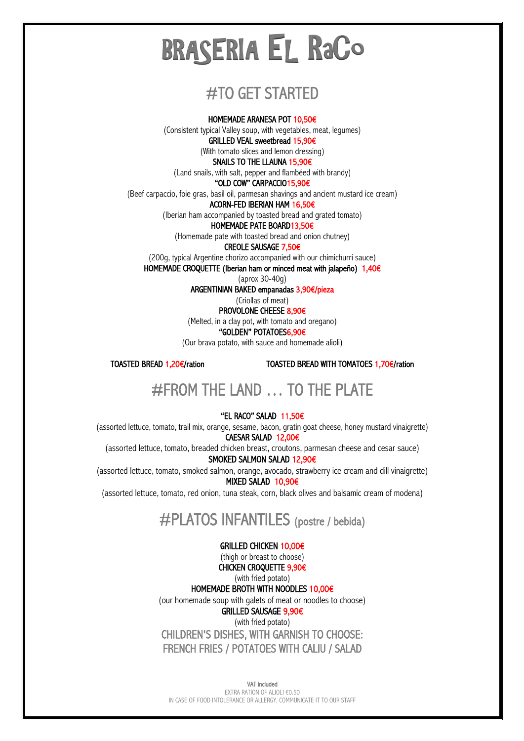# BRASERIA EL RaCo

## #TO GET STARTED

**HOMEMADE ARANESA POT** 10,50€
(Consistent typical Valley soup, with vegetables, meat, legumes)

**GRILLED VEAL sweetbread** 15,90€
(With tomato slices and lemon dressing)

**SNAILS TO THE LLAUNA** 15,90€
(Land snails, with salt, pepper and flambéed with brandy)

**"OLD COW" CARPACCIO**15,90€
(Beef carpaccio, foie gras, basil oil, parmesan shavings and ancient mustard ice cream)

**ACORN-FED IBERIAN HAM** 16,50€
(Iberian ham accompanied by toasted bread and grated tomato)

**HOMEMADE PATE BOARD**13,50€
(Homemade pate with toasted bread and onion chutney)

**CREOLE SAUSAGE** 7,50€
(200g, typical Argentine chorizo accompanied with our chimichurri sauce)

**HOMEMADE CROQUETTE (Iberian ham or minced meat with jalapeño)** 1,40€
(aprox 30-40g)

**ARGENTINIAN BAKED empanadas** 3,90€/pieza
(Criollas of meat)

**PROVOLONE CHEESE** 8,90€
(Melted, in a clay pot, with tomato and oregano)

**"GOLDEN" POTATOES**6,90€
(Our brava potato, with sauce and homemade alioli)

**TOASTED BREAD** 1,20€/ration

**TOASTED BREAD WITH TOMATOES** 1,70€/ration

## #FROM THE LAND … TO THE PLATE

**"EL RACO" SALAD** 11,50€
(assorted lettuce, tomato, trail mix, orange, sesame, bacon, gratin goat cheese, honey mustard vinaigrette)

**CAESAR SALAD** 12,00€
(assorted lettuce, tomato, breaded chicken breast, croutons, parmesan cheese and cesar sauce)

**SMOKED SALMON SALAD** 12,90€
(assorted lettuce, tomato, smoked salmon, orange, avocado, strawberry ice cream and dill vinaigrette)

**MIXED SALAD** 10,90€
(assorted lettuce, tomato, red onion, tuna steak, corn, black olives and balsamic cream of modena)

## #PLATOS INFANTILES (postre / bebida)

**GRILLED CHICKEN** 10,00€
(thigh or breast to choose)

**CHICKEN CROQUETTE** 9,90€
(with fried potato)

**HOMEMADE BROTH WITH NOODLES** 10,00€
(our homemade soup with galets of meat or noodles to choose)

**GRILLED SAUSAGE** 9,90€
(with fried potato)

CHILDREN'S DISHES, WITH GARNISH TO CHOOSE:
FRENCH FRIES / POTATOES WITH CALIU / SALAD

**VAT included**
EXTRA RATION OF ALIOLI €0.50
IN CASE OF FOOD INTOLERANCE OR ALLERGY, COMMUNICATE IT TO OUR STAFF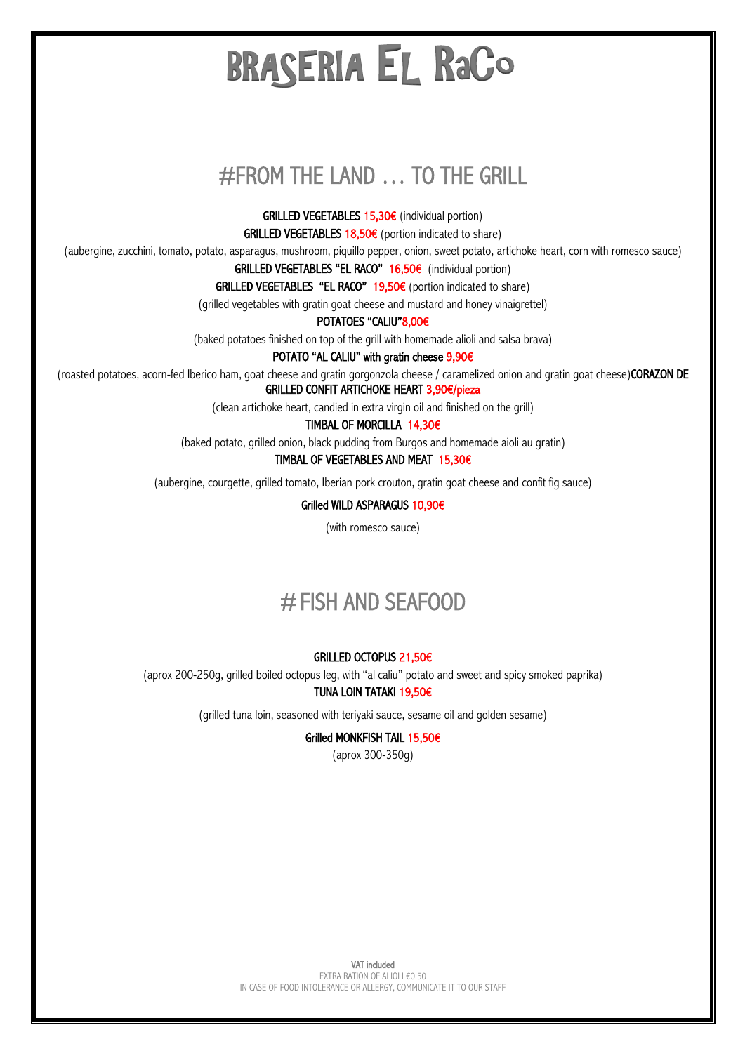# BRASERIA EL RaCo

## #FROM THE LAND … TO THE GRILL

**GRILLED VEGETABLES** 15,30€ (individual portion)

**GRILLED VEGETABLES** 18,50€ (portion indicated to share)

(aubergine, zucchini, tomato, potato, asparagus, mushroom, piquillo pepper, onion, sweet potato, artichoke heart, corn with romesco sauce)

**GRILLED VEGETABLES "EL RACO"** 16,50€ (individual portion)

**GRILLED VEGETABLES "EL RACO"** 19,50€ (portion indicated to share)

(grilled vegetables with gratin goat cheese and mustard and honey vinaigrettel)

**POTATOES "CALIU"**8,00€

(baked potatoes finished on top of the grill with homemade alioli and salsa brava)

**POTATO "AL CALIU" with gratin cheese** 9,90€

(roasted potatoes, acorn-fed Iberico ham, goat cheese and gratin gorgonzola cheese / caramelized onion and gratin goat cheese)**CORAZON DE**

**GRILLED CONFIT ARTICHOKE HEART** 3,90€/pieza

(clean artichoke heart, candied in extra virgin oil and finished on the grill)

**TIMBAL OF MORCILLA** 14,30€

(baked potato, grilled onion, black pudding from Burgos and homemade aioli au gratin)

**TIMBAL OF VEGETABLES AND MEAT** 15,30€

(aubergine, courgette, grilled tomato, Iberian pork crouton, gratin goat cheese and confit fig sauce)

**Grilled WILD ASPARAGUS** 10,90€

(with romesco sauce)

## # FISH AND SEAFOOD

**GRILLED OCTOPUS** 21,50€

(aprox 200-250g, grilled boiled octopus leg, with "al caliu" potato and sweet and spicy smoked paprika)

**TUNA LOIN TATAKI** 19,50€

(grilled tuna loin, seasoned with teriyaki sauce, sesame oil and golden sesame)

**Grilled MONKFISH TAIL** 15,50€

(aprox 300-350g)

**VAT included**

EXTRA RATION OF ALIOLI €0.50

IN CASE OF FOOD INTOLERANCE OR ALLERGY, COMMUNICATE IT TO OUR STAFF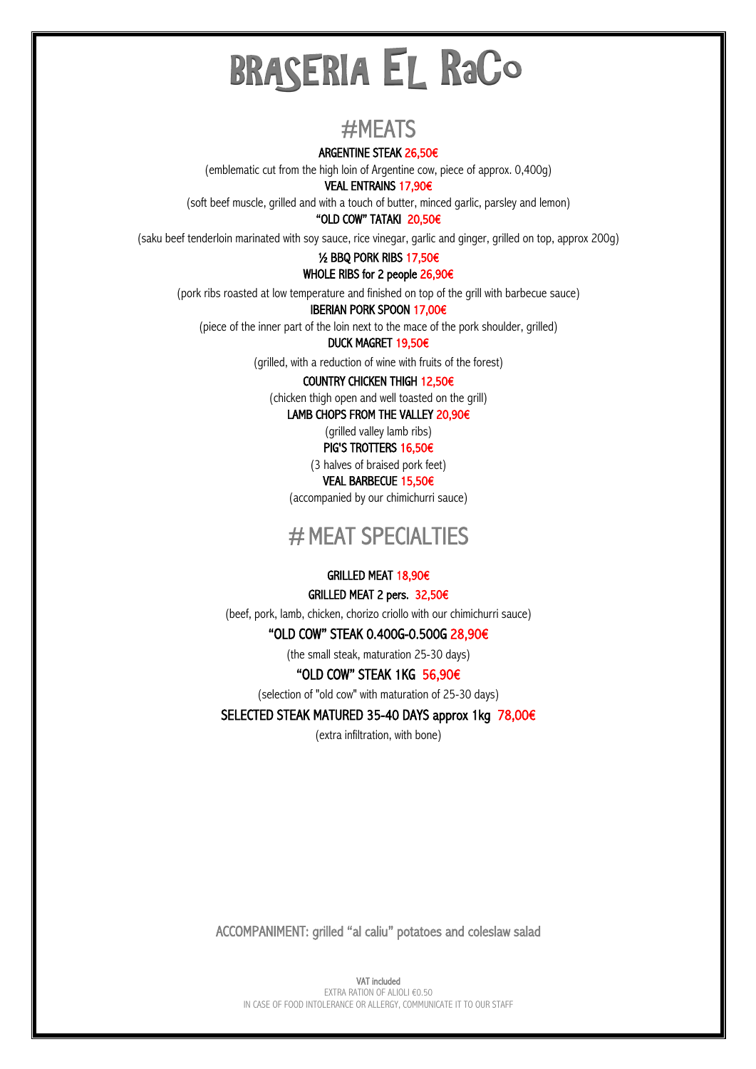# BRASERIA EL RaCo

## #MEATS

**ARGENTINE STEAK 26,50€**

(emblematic cut from the high loin of Argentine cow, piece of approx. 0,400g)

**VEAL ENTRAINS 17,90€**

(soft beef muscle, grilled and with a touch of butter, minced garlic, parsley and lemon)

**"OLD COW" TATAKI 20,50€**

(saku beef tenderloin marinated with soy sauce, rice vinegar, garlic and ginger, grilled on top, approx 200g)

**½ BBQ PORK RIBS 17,50€**

**WHOLE RIBS for 2 people 26,90€**

(pork ribs roasted at low temperature and finished on top of the grill with barbecue sauce)

**IBERIAN PORK SPOON 17,00€**

(piece of the inner part of the loin next to the mace of the pork shoulder, grilled)

**DUCK MAGRET 19,50€**

(grilled, with a reduction of wine with fruits of the forest)

**COUNTRY CHICKEN THIGH 12,50€**

(chicken thigh open and well toasted on the grill)

**LAMB CHOPS FROM THE VALLEY 20,90€**

(grilled valley lamb ribs)

**PIG'S TROTTERS 16,50€**

(3 halves of braised pork feet)

**VEAL BARBECUE 15,50€**

(accompanied by our chimichurri sauce)

## # MEAT SPECIALTIES

**GRILLED MEAT 18,90€**

**GRILLED MEAT 2 pers. 32,50€**

(beef, pork, lamb, chicken, chorizo criollo with our chimichurri sauce)

**"OLD COW" STEAK 0.400G-0.500G 28,90€**

(the small steak, maturation 25-30 days)

**"OLD COW" STEAK 1KG 56,90€**

(selection of "old cow" with maturation of 25-30 days)

**SELECTED STEAK MATURED 35-40 DAYS approx 1kg 78,00€**

(extra infiltration, with bone)

ACCOMPANIMENT: grilled "al caliu" potatoes and coleslaw salad

VAT included

EXTRA RATION OF ALIOLI €0.50

IN CASE OF FOOD INTOLERANCE OR ALLERGY, COMMUNICATE IT TO OUR STAFF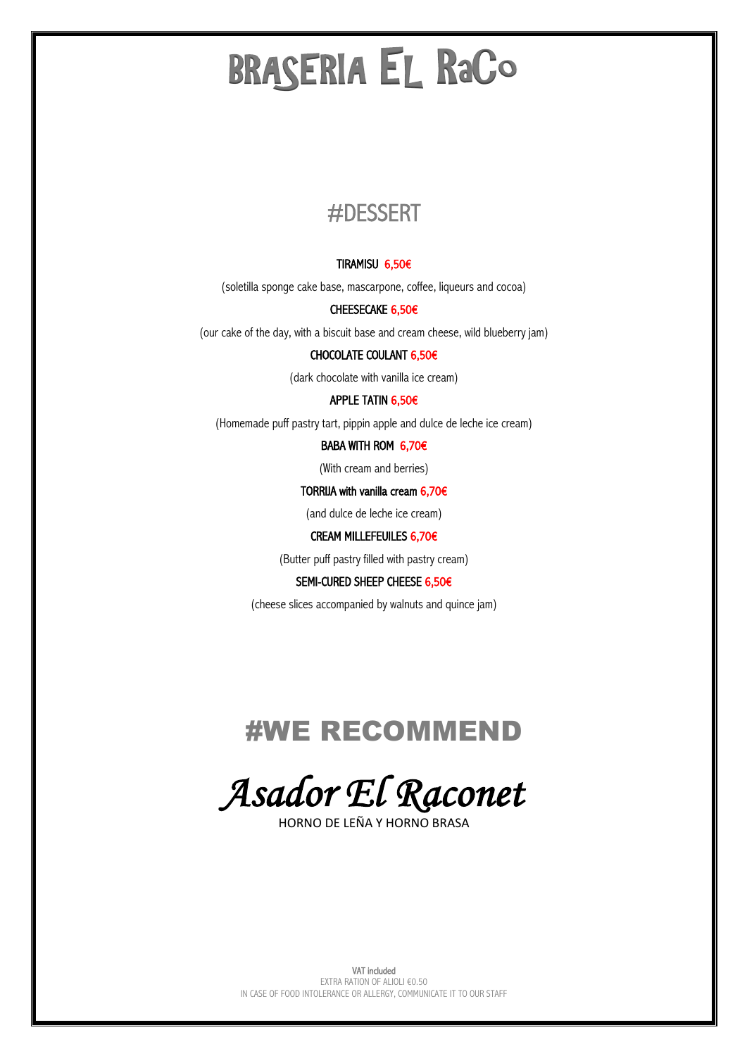# BRASERIA EL RaCo

## #DESSERT

**TIRAMISU 6,50€**

(soletilla sponge cake base, mascarpone, coffee, liqueurs and cocoa)

**CHEESECAKE 6,50€**

(our cake of the day, with a biscuit base and cream cheese, wild blueberry jam)

**CHOCOLATE COULANT 6,50€**

(dark chocolate with vanilla ice cream)

**APPLE TATIN 6,50€**

(Homemade puff pastry tart, pippin apple and dulce de leche ice cream)

**BABA WITH ROM 6,70€**

(With cream and berries)

**TORRIJA with vanilla cream 6,70€**

(and dulce de leche ice cream)

**CREAM MILLEFEUILES 6,70€**

(Butter puff pastry filled with pastry cream)

**SEMI-CURED SHEEP CHEESE 6,50€**

(cheese slices accompanied by walnuts and quince jam)

## #WE RECOMMEND

*Asador El Raconet*

HORNO DE LEÑA Y HORNO BRASA

VAT included

EXTRA RATION OF ALIOLI €0.50

IN CASE OF FOOD INTOLERANCE OR ALLERGY, COMMUNICATE IT TO OUR STAFF